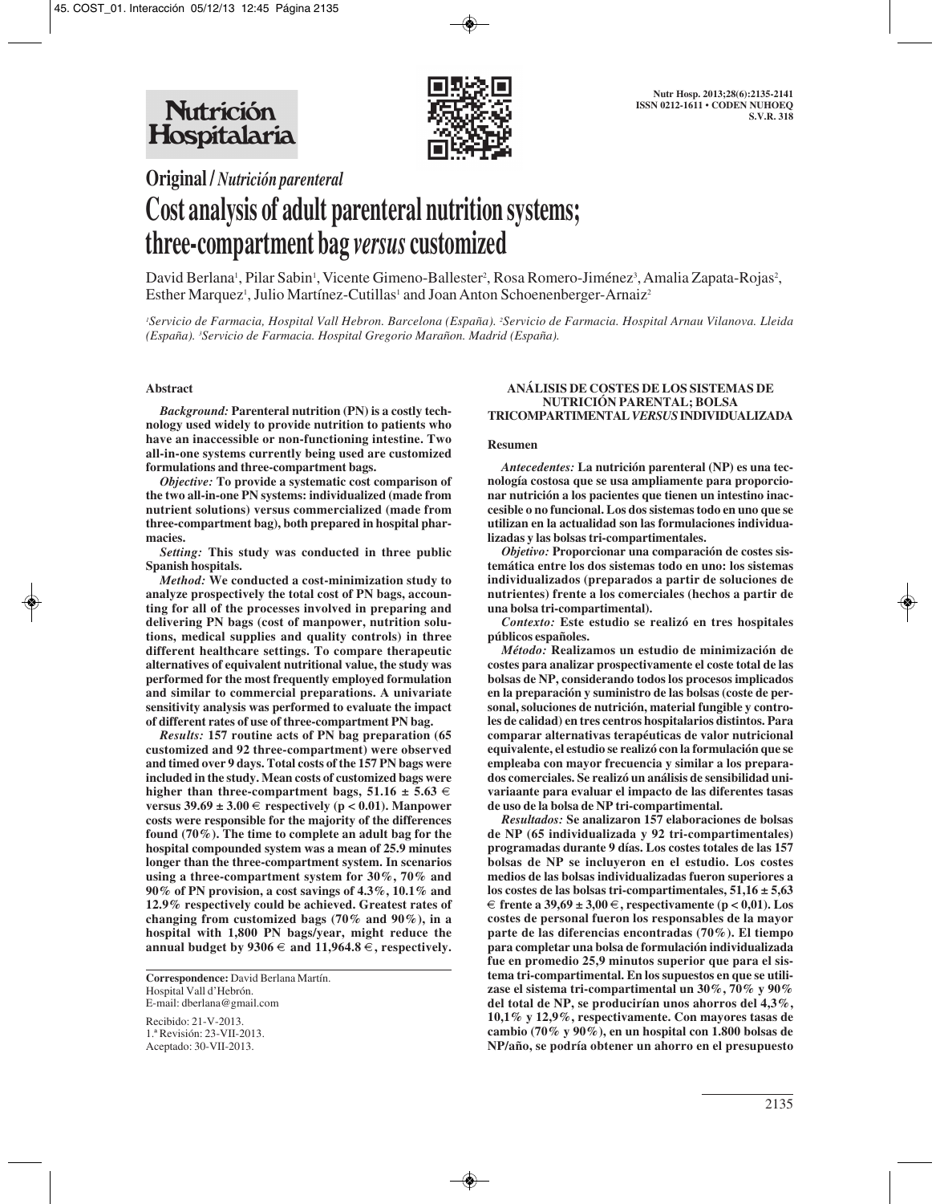**Original / *Nutrición parenteral***

# Cost analysis of adult parenteral nutrition systems; three-compartment bag *versus* customized

David Berlana[1], Pilar Sabin[1], Vicente Gimeno-Ballester[2], Rosa Romero-Jiménez[3], Amalia Zapata-Rojas[2], Esther Marquez[1], Julio Martínez-Cutillas[1] and Joan Anton Schoenenberger-Arnaiz[2]

[1]*Servicio de Farmacia, Hospital Vall Hebron. Barcelona (España).* [2]*Servicio de Farmacia. Hospital Arnau Vilanova. Lleida (España).* [3]*Servicio de Farmacia. Hospital Gregorio Marañon. Madrid (España).*

## Abstract

***Background:*** **Parenteral nutrition (PN) is a costly technology used widely to provide nutrition to patients who have an inaccessible or non-functioning intestine. Two all-in-one systems currently being used are customized formulations and three-compartment bags.**

***Objective:*** **To provide a systematic cost comparison of the two all-in-one PN systems: individualized (made from nutrient solutions) versus commercialized (made from three-compartment bag), both prepared in hospital pharmacies.**

***Setting:*** **This study was conducted in three public Spanish hospitals.**

***Method:*** **We conducted a cost-minimization study to analyze prospectively the total cost of PN bags, accounting for all of the processes involved in preparing and delivering PN bags (cost of manpower, nutrition solutions, medical supplies and quality controls) in three different healthcare settings. To compare therapeutic alternatives of equivalent nutritional value, the study was performed for the most frequently employed formulation and similar to commercial preparations. A univariate sensitivity analysis was performed to evaluate the impact of different rates of use of three-compartment PN bag.**

***Results:*** **157 routine acts of PN bag preparation (65 customized and 92 three-compartment) were observed and timed over 9 days. Total costs of the 157 PN bags were included in the study. Mean costs of customized bags were higher than three-compartment bags, 51.16 ± 5.63 € versus 39.69 ± 3.00 € respectively (p < 0.01). Manpower costs were responsible for the majority of the differences found (70%). The time to complete an adult bag for the hospital compounded system was a mean of 25.9 minutes longer than the three-compartment system. In scenarios using a three-compartment system for 30%, 70% and 90% of PN provision, a cost savings of 4.3%, 10.1% and 12.9% respectively could be achieved. Greatest rates of changing from customized bags (70% and 90%), in a hospital with 1,800 PN bags/year, might reduce the annual budget by 9306 € and 11,964.8 €, respectively.**

**Correspondence:** David Berlana Martín.
Hospital Vall d'Hebrón.
E-mail: dberlana@gmail.com

Recibido: 21-V-2013.
1.ª Revisión: 23-VII-2013.
Aceptado: 30-VII-2013.

**ANÁLISIS DE COSTES DE LOS SISTEMAS DE NUTRICIÓN PARENTAL; BOLSA TRICOMPARTIMENTAL *VERSUS* INDIVIDUALIZADA**

## Resumen

***Antecedentes:*** **La nutrición parenteral (NP) es una tecnología costosa que se usa ampliamente para proporcionar nutrición a los pacientes que tienen un intestino inaccesible o no funcional. Los dos sistemas todo en uno que se utilizan en la actualidad son las formulaciones individualizadas y las bolsas tri-compartimentales.**

***Objetivo:*** **Proporcionar una comparación de costes sistemática entre los dos sistemas todo en uno: los sistemas individualizados (preparados a partir de soluciones de nutrientes) frente a los comerciales (hechos a partir de una bolsa tri-compartimental).**

***Contexto:*** **Este estudio se realizó en tres hospitales públicos españoles.**

***Método:*** **Realizamos un estudio de minimización de costes para analizar prospectivamente el coste total de las bolsas de NP, considerando todos los procesos implicados en la preparación y suministro de las bolsas (coste de personal, soluciones de nutrición, material fungible y controles de calidad) en tres centros hospitalarios distintos. Para comparar alternativas terapéuticas de valor nutricional equivalente, el estudio se realizó con la formulación que se empleaba con mayor frecuencia y similar a los preparados comerciales. Se realizó un análisis de sensibilidad univariante para evaluar el impacto de las diferentes tasas de uso de la bolsa de NP tri-compartimental.**

***Resultados:*** **Se analizaron 157 elaboraciones de bolsas de NP (65 individualizada y 92 tri-compartimentales) programadas durante 9 días. Los costes totales de las 157 bolsas de NP se incluyeron en el estudio. Los costes medios de las bolsas individualizadas fueron superiores a los costes de las bolsas tri-compartimentales, 51,16 ± 5,63 € frente a 39,69 ± 3,00 €, respectivamente (p < 0,01). Los costes de personal fueron los responsables de la mayor parte de las diferencias encontradas (70%). El tiempo para completar una bolsa de formulación individualizada fue en promedio 25,9 minutos superior que para el sistema tri-compartimental. En los supuestos en que se utilizase el sistema tri-compartimental un 30%, 70% y 90% del total de NP, se producirían unos ahorros del 4,3%, 10,1% y 12,9%, respectivamente. Con mayores tasas de cambio (70% y 90%), en un hospital con 1.800 bolsas de NP/año, se podría obtener un ahorro en el presupuesto**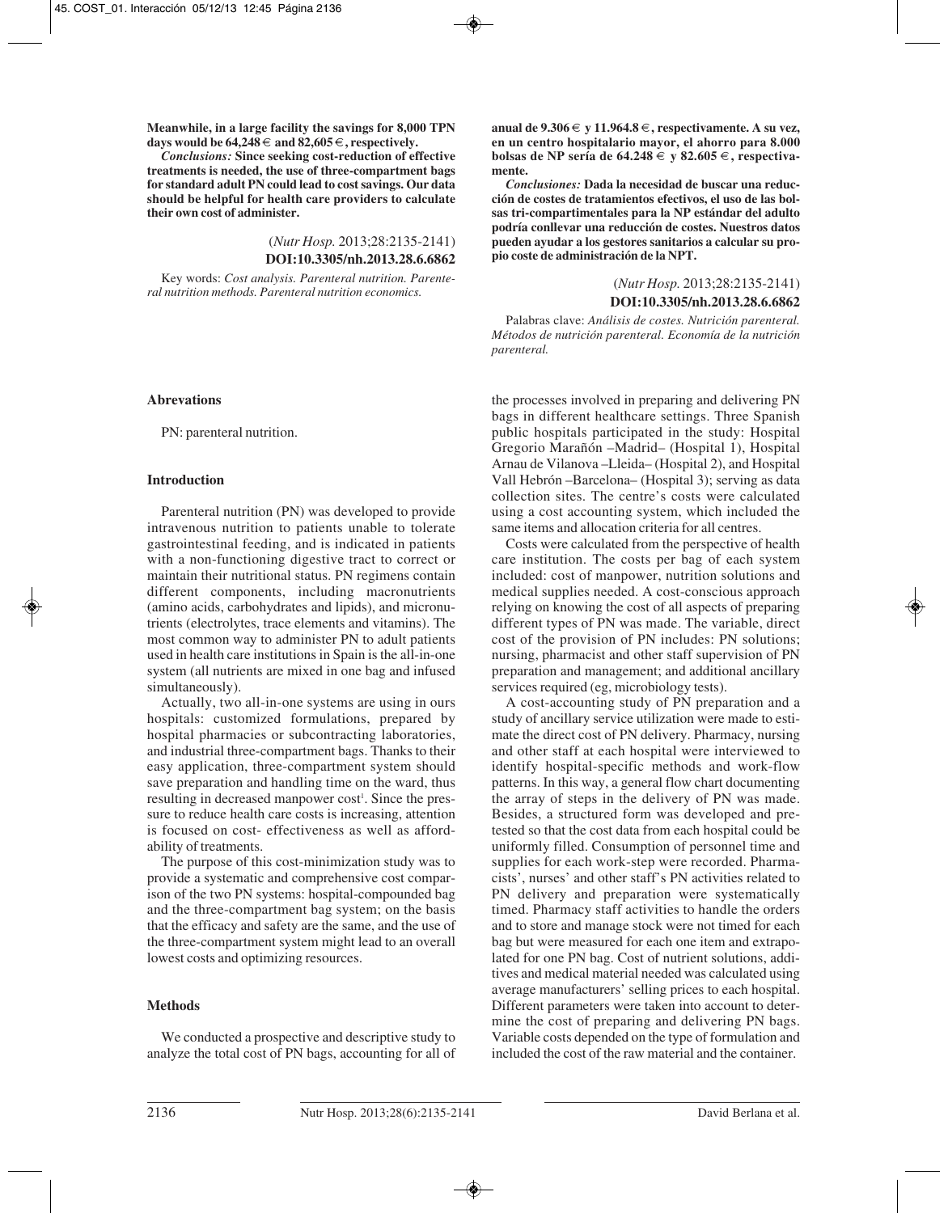**Meanwhile, in a large facility the savings for 8,000 TPN days would be 64,248 € and 82,605 €, respectively.**

***Conclusions:*** **Since seeking cost-reduction of effective treatments is needed, the use of three-compartment bags for standard adult PN could lead to cost savings. Our data should be helpful for health care providers to calculate their own cost of administer.**

(*Nutr Hosp.* 2013;28:2135-2141)

**DOI:10.3305/nh.2013.28.6.6862**

Key words: *Cost analysis. Parenteral nutrition. Parenteral nutrition methods. Parenteral nutrition economics.*

**anual de 9.306 € y 11.964.8 €, respectivamente. A su vez, en un centro hospitalario mayor, el ahorro para 8.000 bolsas de NP sería de 64.248 € y 82.605 €, respectivamente.**

***Conclusiones:*** **Dada la necesidad de buscar una reducción de costes de tratamientos efectivos, el uso de las bolsas tri-compartimentales para la NP estándar del adulto podría conllevar una reducción de costes. Nuestros datos pueden ayudar a los gestores sanitarios a calcular su propio coste de administración de la NPT.**

(*Nutr Hosp.* 2013;28:2135-2141)

**DOI:10.3305/nh.2013.28.6.6862**

Palabras clave: *Análisis de costes. Nutrición parenteral. Métodos de nutrición parenteral. Economía de la nutrición parenteral.*

## Abrevations

PN: parenteral nutrition.

## Introduction

Parenteral nutrition (PN) was developed to provide intravenous nutrition to patients unable to tolerate gastrointestinal feeding, and is indicated in patients with a non-functioning digestive tract to correct or maintain their nutritional status. PN regimens contain different components, including macronutrients (amino acids, carbohydrates and lipids), and micronutrients (electrolytes, trace elements and vitamins). The most common way to administer PN to adult patients used in health care institutions in Spain is the all-in-one system (all nutrients are mixed in one bag and infused simultaneously).

Actually, two all-in-one systems are using in ours hospitals: customized formulations, prepared by hospital pharmacies or subcontracting laboratories, and industrial three-compartment bags. Thanks to their easy application, three-compartment system should save preparation and handling time on the ward, thus resulting in decreased manpower cost[1]. Since the pressure to reduce health care costs is increasing, attention is focused on cost- effectiveness as well as affordability of treatments.

The purpose of this cost-minimization study was to provide a systematic and comprehensive cost comparison of the two PN systems: hospital-compounded bag and the three-compartment bag system; on the basis that the efficacy and safety are the same, and the use of the three-compartment system might lead to an overall lowest costs and optimizing resources.

## Methods

We conducted a prospective and descriptive study to analyze the total cost of PN bags, accounting for all of the processes involved in preparing and delivering PN bags in different healthcare settings. Three Spanish public hospitals participated in the study: Hospital Gregorio Marañón –Madrid– (Hospital 1), Hospital Arnau de Vilanova –Lleida– (Hospital 2), and Hospital Vall Hebrón –Barcelona– (Hospital 3); serving as data collection sites. The centre's costs were calculated using a cost accounting system, which included the same items and allocation criteria for all centres.

Costs were calculated from the perspective of health care institution. The costs per bag of each system included: cost of manpower, nutrition solutions and medical supplies needed. A cost-conscious approach relying on knowing the cost of all aspects of preparing different types of PN was made. The variable, direct cost of the provision of PN includes: PN solutions; nursing, pharmacist and other staff supervision of PN preparation and management; and additional ancillary services required (eg, microbiology tests).

A cost-accounting study of PN preparation and a study of ancillary service utilization were made to estimate the direct cost of PN delivery. Pharmacy, nursing and other staff at each hospital were interviewed to identify hospital-specific methods and work-flow patterns. In this way, a general flow chart documenting the array of steps in the delivery of PN was made. Besides, a structured form was developed and pretested so that the cost data from each hospital could be uniformly filled. Consumption of personnel time and supplies for each work-step were recorded. Pharmacists', nurses' and other staff's PN activities related to PN delivery and preparation were systematically timed. Pharmacy staff activities to handle the orders and to store and manage stock were not timed for each bag but were measured for each one item and extrapolated for one PN bag. Cost of nutrient solutions, additives and medical material needed was calculated using average manufacturers' selling prices to each hospital. Different parameters were taken into account to determine the cost of preparing and delivering PN bags. Variable costs depended on the type of formulation and included the cost of the raw material and the container.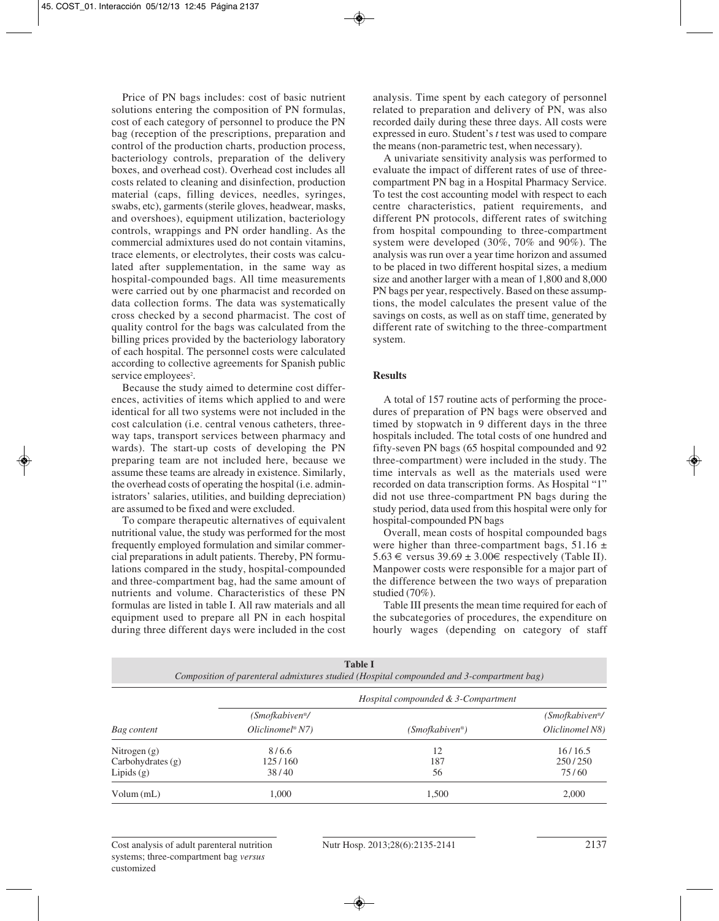Price of PN bags includes: cost of basic nutrient solutions entering the composition of PN formulas, cost of each category of personnel to produce the PN bag (reception of the prescriptions, preparation and control of the production charts, production process, bacteriology controls, preparation of the delivery boxes, and overhead cost). Overhead cost includes all costs related to cleaning and disinfection, production material (caps, filling devices, needles, syringes, swabs, etc), garments (sterile gloves, headwear, masks, and overshoes), equipment utilization, bacteriology controls, wrappings and PN order handling. As the commercial admixtures used do not contain vitamins, trace elements, or electrolytes, their costs was calculated after supplementation, in the same way as hospital-compounded bags. All time measurements were carried out by one pharmacist and recorded on data collection forms. The data was systematically cross checked by a second pharmacist. The cost of quality control for the bags was calculated from the billing prices provided by the bacteriology laboratory of each hospital. The personnel costs were calculated according to collective agreements for Spanish public service employees[2].

Because the study aimed to determine cost differences, activities of items which applied to and were identical for all two systems were not included in the cost calculation (i.e. central venous catheters, three-way taps, transport services between pharmacy and wards). The start-up costs of developing the PN preparing team are not included here, because we assume these teams are already in existence. Similarly, the overhead costs of operating the hospital (i.e. administrators' salaries, utilities, and building depreciation) are assumed to be fixed and were excluded.

To compare therapeutic alternatives of equivalent nutritional value, the study was performed for the most frequently employed formulation and similar commercial preparations in adult patients. Thereby, PN formulations compared in the study, hospital-compounded and three-compartment bag, had the same amount of nutrients and volume. Characteristics of these PN formulas are listed in table I. All raw materials and all equipment used to prepare all PN in each hospital during three different days were included in the cost analysis. Time spent by each category of personnel related to preparation and delivery of PN, was also recorded daily during these three days. All costs were expressed in euro. Student's *t* test was used to compare the means (non-parametric test, when necessary).

A univariate sensitivity analysis was performed to evaluate the impact of different rates of use of three-compartment PN bag in a Hospital Pharmacy Service. To test the cost accounting model with respect to each centre characteristics, patient requirements, and different PN protocols, different rates of switching from hospital compounding to three-compartment system were developed (30%, 70% and 90%). The analysis was run over a year time horizon and assumed to be placed in two different hospital sizes, a medium size and another larger with a mean of 1,800 and 8,000 PN bags per year, respectively. Based on these assumptions, the model calculates the present value of the savings on costs, as well as on staff time, generated by different rate of switching to the three-compartment system.

## Results

A total of 157 routine acts of performing the procedures of preparation of PN bags were observed and timed by stopwatch in 9 different days in the three hospitals included. The total costs of one hundred and fifty-seven PN bags (65 hospital compounded and 92 three-compartment) were included in the study. The time intervals as well as the materials used were recorded on data transcription forms. As Hospital "1" did not use three-compartment PN bags during the study period, data used from this hospital were only for hospital-compounded PN bags

Overall, mean costs of hospital compounded bags were higher than three-compartment bags, 51.16 ± 5.63 € versus 39.69 ± 3.00€ respectively (Table II). Manpower costs were responsible for a major part of the difference between the two ways of preparation studied (70%).

Table III presents the mean time required for each of the subcategories of procedures, the expenditure on hourly wages (depending on category of staff

**Table I**
*Composition of parenteral admixtures studied (Hospital compounded and 3-compartment bag)*

| | *Hospital compounded & 3-Compartment* | | |
|---|---|---|---|
| *Bag content* | *(Smofkabiven®/ Oliclinomel® N7)* | *(Smofkabiven®)* | *(Smofkabiven®/ Oliclinomel N8)* |
| Nitrogen (g) | 8 / 6.6 | 12 | 16 / 16.5 |
| Carbohydrates (g) | 125 / 160 | 187 | 250 / 250 |
| Lipids (g) | 38 / 40 | 56 | 75 / 60 |
| Volum (mL) | 1,000 | 1,500 | 2,000 |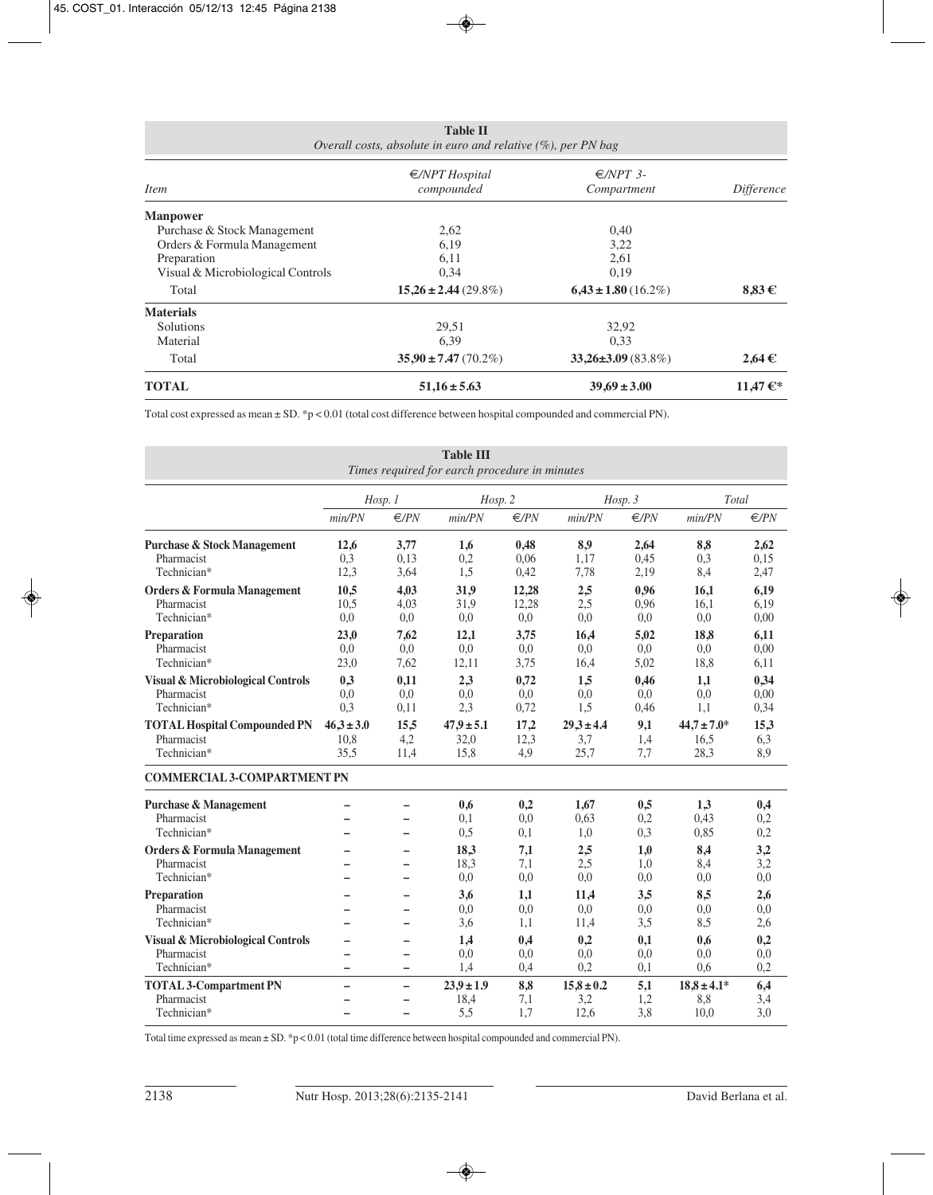**Table II**
*Overall costs, absolute in euro and relative (%), per PN bag*

| *Item* | *€/NPT Hospital compounded* | *€/NPT 3-Compartment* | *Difference* |
|---|---|---|---|
| **Manpower** | | | |
| Purchase & Stock Management | 2,62 | 0,40 | |
| Orders & Formula Management | 6,19 | 3,22 | |
| Preparation | 6,11 | 2,61 | |
| Visual & Microbiological Controls | 0,34 | 0,19 | |
| Total | **15,26 ± 2.44** (29.8%) | **6,43 ± 1.80** (16.2%) | **8,83 €** |
| **Materials** | | | |
| Solutions | 29,51 | 32,92 | |
| Material | 6,39 | 0,33 | |
| Total | **35,90 ± 7.47** (70.2%) | **33,26±3.09** (83.8%) | **2,64 €** |
| **TOTAL** | **51,16 ± 5.63** | **39,69 ± 3.00** | **11,47 €*** |

Total cost expressed as mean ± SD. *p < 0.01 (total cost difference between hospital compounded and commercial PN).

**Table III**
*Times required for earch procedure in minutes*

| | *Hosp. 1* | | *Hosp. 2* | | *Hosp. 3* | | *Total* | |
|---|---|---|---|---|---|---|---|---|
| | *min/PN* | *€/PN* | *min/PN* | *€/PN* | *min/PN* | *€/PN* | *min/PN* | *€/PN* |
| **Purchase & Stock Management** | **12,6** | **3,77** | **1,6** | **0,48** | **8,9** | **2,64** | **8,8** | **2,62** |
| Pharmacist | 0,3 | 0,13 | 0,2 | 0,06 | 1,17 | 0,45 | 0,3 | 0,15 |
| Technician* | 12,3 | 3,64 | 1,5 | 0,42 | 7,78 | 2,19 | 8,4 | 2,47 |
| **Orders & Formula Management** | **10,5** | **4,03** | **31,9** | **12,28** | **2,5** | **0,96** | **16,1** | **6,19** |
| Pharmacist | 10,5 | 4,03 | 31,9 | 12,28 | 2,5 | 0,96 | 16,1 | 6,19 |
| Technician* | 0,0 | 0,0 | 0,0 | 0,0 | 0,0 | 0,0 | 0,0 | 0,00 |
| **Preparation** | **23,0** | **7,62** | **12,1** | **3,75** | **16,4** | **5,02** | **18,8** | **6,11** |
| Pharmacist | 0,0 | 0,0 | 0,0 | 0,0 | 0,0 | 0,0 | 0,0 | 0,00 |
| Technician* | 23,0 | 7,62 | 12,11 | 3,75 | 16,4 | 5,02 | 18,8 | 6,11 |
| **Visual & Microbiological Controls** | **0,3** | **0,11** | **2,3** | **0,72** | **1,5** | **0,46** | **1,1** | **0,34** |
| Pharmacist | 0,0 | 0,0 | 0,0 | 0,0 | 0,0 | 0,0 | 0,0 | 0,00 |
| Technician* | 0,3 | 0,11 | 2,3 | 0,72 | 1,5 | 0,46 | 1,1 | 0,34 |
| **TOTAL Hospital Compounded PN** | **46,3 ± 3.0** | **15,5** | **47,9 ± 5.1** | **17,2** | **29,3 ± 4.4** | **9,1** | **44,7 ± 7.0*** | **15,3** |
| Pharmacist | 10,8 | 4,2 | 32,0 | 12,3 | 3,7 | 1,4 | 16,5 | 6,3 |
| Technician* | 35,5 | 11,4 | 15,8 | 4,9 | 25,7 | 7,7 | 28,3 | 8,9 |
| **COMMERCIAL 3-COMPARTMENT PN** | | | | | | | | |
| **Purchase & Management** | – | – | **0,6** | **0,2** | **1,67** | **0,5** | **1,3** | **0,4** |
| Pharmacist | – | – | 0,1 | 0,0 | 0,63 | 0,2 | 0,43 | 0,2 |
| Technician* | – | – | 0,5 | 0,1 | 1,0 | 0,3 | 0,85 | 0,2 |
| **Orders & Formula Management** | – | – | **18,3** | **7,1** | **2,5** | **1,0** | **8,4** | **3,2** |
| Pharmacist | – | – | 18,3 | 7,1 | 2,5 | 1,0 | 8,4 | 3,2 |
| Technician* | – | – | 0,0 | 0,0 | 0,0 | 0,0 | 0,0 | 0,0 |
| **Preparation** | – | – | **3,6** | **1,1** | **11,4** | **3,5** | **8,5** | **2,6** |
| Pharmacist | – | – | 0,0 | 0,0 | 0,0 | 0,0 | 0,0 | 0,0 |
| Technician* | – | – | 3,6 | 1,1 | 11,4 | 3,5 | 8,5 | 2,6 |
| **Visual & Microbiological Controls** | – | – | **1,4** | **0,4** | **0,2** | **0,1** | **0,6** | **0,2** |
| Pharmacist | – | – | 0,0 | 0,0 | 0,0 | 0,0 | 0,0 | 0,0 |
| Technician* | – | – | 1,4 | 0,4 | 0,2 | 0,1 | 0,6 | 0,2 |
| **TOTAL 3-Compartment PN** | – | – | **23,9 ± 1.9** | **8,8** | **15,8 ± 0.2** | **5,1** | **18,8 ± 4.1*** | **6,4** |
| Pharmacist | – | – | 18,4 | 7,1 | 3,2 | 1,2 | 8,8 | 3,4 |
| Technician* | – | – | 5,5 | 1,7 | 12,6 | 3,8 | 10,0 | 3,0 |

Total time expressed as mean ± SD. *p < 0.01 (total time difference between hospital compounded and commercial PN).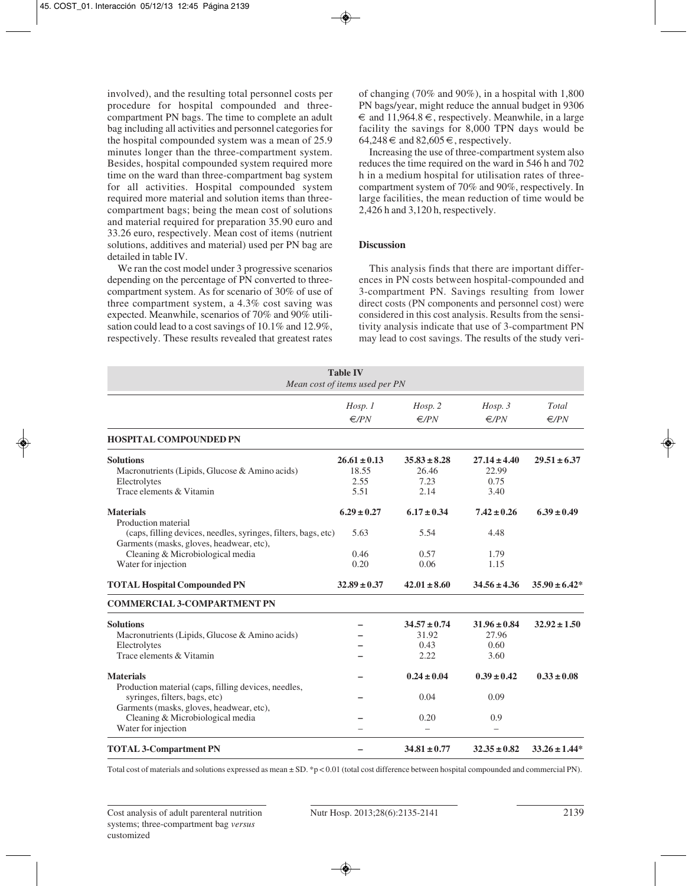involved), and the resulting total personnel costs per procedure for hospital compounded and three-compartment PN bags. The time to complete an adult bag including all activities and personnel categories for the hospital compounded system was a mean of 25.9 minutes longer than the three-compartment system. Besides, hospital compounded system required more time on the ward than three-compartment bag system for all activities. Hospital compounded system required more material and solution items than three-compartment bags; being the mean cost of solutions and material required for preparation 35.90 euro and 33.26 euro, respectively. Mean cost of items (nutrient solutions, additives and material) used per PN bag are detailed in table IV.

We ran the cost model under 3 progressive scenarios depending on the percentage of PN converted to three-compartment system. As for scenario of 30% of use of three compartment system, a 4.3% cost saving was expected. Meanwhile, scenarios of 70% and 90% utilisation could lead to a cost savings of 10.1% and 12.9%, respectively. These results revealed that greatest rates of changing (70% and 90%), in a hospital with 1,800 PN bags/year, might reduce the annual budget in 9306 € and 11,964.8 €, respectively. Meanwhile, in a large facility the savings for 8,000 TPN days would be 64,248 € and 82,605 €, respectively.

Increasing the use of three-compartment system also reduces the time required on the ward in 546 h and 702 h in a medium hospital for utilisation rates of three-compartment system of 70% and 90%, respectively. In large facilities, the mean reduction of time would be 2,426 h and 3,120 h, respectively.

## Discussion

This analysis finds that there are important differences in PN costs between hospital-compounded and 3-compartment PN. Savings resulting from lower direct costs (PN components and personnel cost) were considered in this cost analysis. Results from the sensitivity analysis indicate that use of 3-compartment PN may lead to cost savings. The results of the study veri-

**Table IV**
*Mean cost of items used per PN*

| | *Hosp. 1* *€/PN* | *Hosp. 2* *€/PN* | *Hosp. 3* *€/PN* | *Total* *€/PN* |
|---|---|---|---|---|
| **HOSPITAL COMPOUNDED PN** | | | | |
| **Solutions** | **26.61 ± 0.13** | **35.83 ± 8.28** | **27.14 ± 4.40** | **29.51 ± 6.37** |
| Macronutrients (Lipids, Glucose & Amino acids) | 18.55 | 26.46 | 22.99 | |
| Electrolytes | 2.55 | 7.23 | 0.75 | |
| Trace elements & Vitamin | 5.51 | 2.14 | 3.40 | |
| **Materials** | **6.29 ± 0.27** | **6.17 ± 0.34** | **7.42 ± 0.26** | **6.39 ± 0.49** |
| Production material (caps, filling devices, needles, syringes, filters, bags, etc) | 5.63 | 5.54 | 4.48 | |
| Garments (masks, gloves, headwear, etc), Cleaning & Microbiological media | 0.46 | 0.57 | 1.79 | |
| Water for injection | 0.20 | 0.06 | 1.15 | |
| **TOTAL Hospital Compounded PN** | **32.89 ± 0.37** | **42.01 ± 8.60** | **34.56 ± 4.36** | **35.90 ± 6.42*** |
| **COMMERCIAL 3-COMPARTMENT PN** | | | | |
| **Solutions** | – | **34.57 ± 0.74** | **31.96 ± 0.84** | **32.92 ± 1.50** |
| Macronutrients (Lipids, Glucose & Amino acids) | – | 31.92 | 27.96 | |
| Electrolytes | – | 0.43 | 0.60 | |
| Trace elements & Vitamin | – | 2.22 | 3.60 | |
| **Materials** | – | **0.24 ± 0.04** | **0.39 ± 0.42** | **0.33 ± 0.08** |
| Production material (caps, filling devices, needles, syringes, filters, bags, etc) | – | 0.04 | 0.09 | |
| Garments (masks, gloves, headwear, etc), Cleaning & Microbiological media | – | 0.20 | 0.9 | |
| Water for injection | – | – | – | |
| **TOTAL 3-Compartment PN** | – | **34.81 ± 0.77** | **32.35 ± 0.82** | **33.26 ± 1.44*** |

Total cost of materials and solutions expressed as mean ± SD. *$p < 0.01$ (total cost difference between hospital compounded and commercial PN).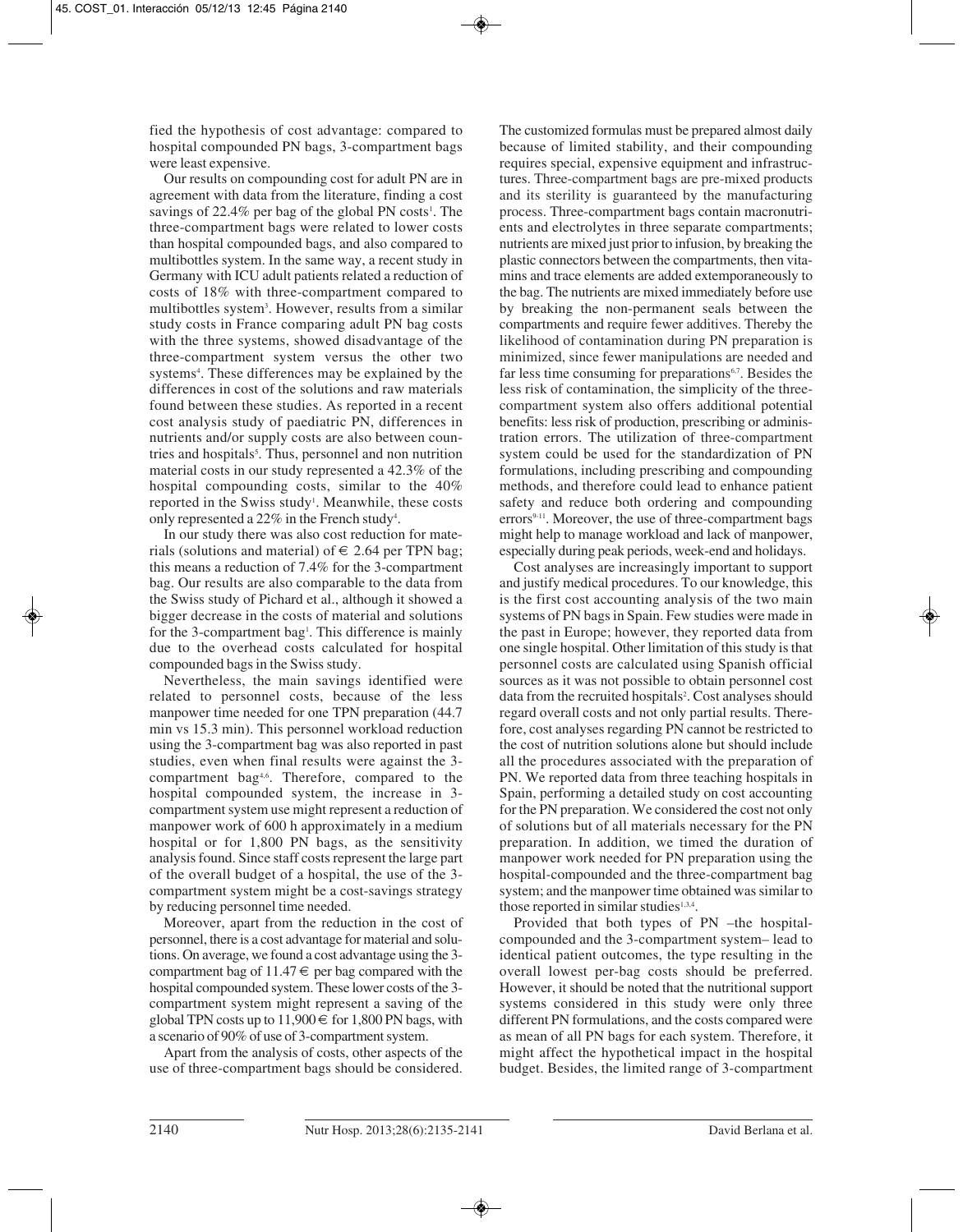fied the hypothesis of cost advantage: compared to hospital compounded PN bags, 3-compartment bags were least expensive.

Our results on compounding cost for adult PN are in agreement with data from the literature, finding a cost savings of 22.4% per bag of the global PN costs[1]. The three-compartment bags were related to lower costs than hospital compounded bags, and also compared to multibottles system. In the same way, a recent study in Germany with ICU adult patients related a reduction of costs of 18% with three-compartment compared to multibottles system[3]. However, results from a similar study costs in France comparing adult PN bag costs with the three systems, showed disadvantage of the three-compartment system versus the other two systems[4]. These differences may be explained by the differences in cost of the solutions and raw materials found between these studies. As reported in a recent cost analysis study of paediatric PN, differences in nutrients and/or supply costs are also between countries and hospitals[5]. Thus, personnel and non nutrition material costs in our study represented a 42.3% of the hospital compounding costs, similar to the 40% reported in the Swiss study[1]. Meanwhile, these costs only represented a 22% in the French study[4].

In our study there was also cost reduction for materials (solutions and material) of € 2.64 per TPN bag; this means a reduction of 7.4% for the 3-compartment bag. Our results are also comparable to the data from the Swiss study of Pichard et al., although it showed a bigger decrease in the costs of material and solutions for the 3-compartment bag[1]. This difference is mainly due to the overhead costs calculated for hospital compounded bags in the Swiss study.

Nevertheless, the main savings identified were related to personnel costs, because of the less manpower time needed for one TPN preparation (44.7 min vs 15.3 min). This personnel workload reduction using the 3-compartment bag was also reported in past studies, even when final results were against the 3-compartment bag[4,6]. Therefore, compared to the hospital compounded system, the increase in 3-compartment system use might represent a reduction of manpower work of 600 h approximately in a medium hospital or for 1,800 PN bags, as the sensitivity analysis found. Since staff costs represent the large part of the overall budget of a hospital, the use of the 3-compartment system might be a cost-savings strategy by reducing personnel time needed.

Moreover, apart from the reduction in the cost of personnel, there is a cost advantage for material and solutions. On average, we found a cost advantage using the 3-compartment bag of 11.47 € per bag compared with the hospital compounded system. These lower costs of the 3-compartment system might represent a saving of the global TPN costs up to 11,900 € for 1,800 PN bags, with a scenario of 90% of use of 3-compartment system.

Apart from the analysis of costs, other aspects of the use of three-compartment bags should be considered. The customized formulas must be prepared almost daily because of limited stability, and their compounding requires special, expensive equipment and infrastructures. Three-compartment bags are pre-mixed products and its sterility is guaranteed by the manufacturing process. Three-compartment bags contain macronutrients and electrolytes in three separate compartments; nutrients are mixed just prior to infusion, by breaking the plastic connectors between the compartments, then vitamins and trace elements are added extemporaneously to the bag. The nutrients are mixed immediately before use by breaking the non-permanent seals between the compartments and require fewer additives. Thereby the likelihood of contamination during PN preparation is minimized, since fewer manipulations are needed and far less time consuming for preparations[6,7]. Besides the less risk of contamination, the simplicity of the three-compartment system also offers additional potential benefits: less risk of production, prescribing or administration errors. The utilization of three-compartment system could be used for the standardization of PN formulations, including prescribing and compounding methods, and therefore could lead to enhance patient safety and reduce both ordering and compounding errors[9-11]. Moreover, the use of three-compartment bags might help to manage workload and lack of manpower, especially during peak periods, week-end and holidays.

Cost analyses are increasingly important to support and justify medical procedures. To our knowledge, this is the first cost accounting analysis of the two main systems of PN bags in Spain. Few studies were made in the past in Europe; however, they reported data from one single hospital. Other limitation of this study is that personnel costs are calculated using Spanish official sources as it was not possible to obtain personnel cost data from the recruited hospitals[2]. Cost analyses should regard overall costs and not only partial results. Therefore, cost analyses regarding PN cannot be restricted to the cost of nutrition solutions alone but should include all the procedures associated with the preparation of PN. We reported data from three teaching hospitals in Spain, performing a detailed study on cost accounting for the PN preparation. We considered the cost not only of solutions but of all materials necessary for the PN preparation. In addition, we timed the duration of manpower work needed for PN preparation using the hospital-compounded and the three-compartment bag system; and the manpower time obtained was similar to those reported in similar studies[1,3,4].

Provided that both types of PN –the hospital-compounded and the 3-compartment system– lead to identical patient outcomes, the type resulting in the overall lowest per-bag costs should be preferred. However, it should be noted that the nutritional support systems considered in this study were only three different PN formulations, and the costs compared were as mean of all PN bags for each system. Therefore, it might affect the hypothetical impact in the hospital budget. Besides, the limited range of 3-compartment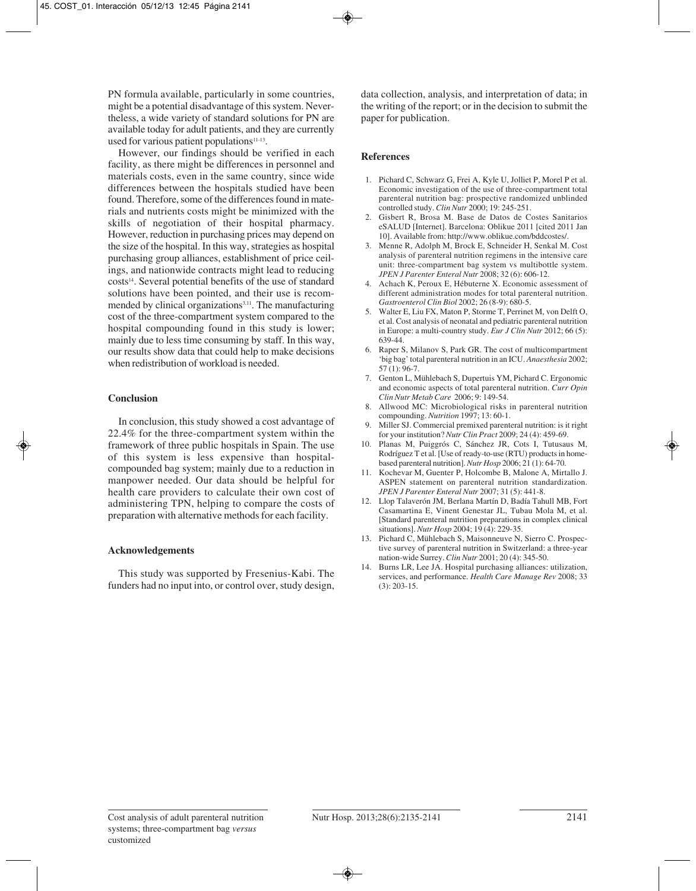PN formula available, particularly in some countries, might be a potential disadvantage of this system. Nevertheless, a wide variety of standard solutions for PN are available today for adult patients, and they are currently used for various patient populations[11-13].

However, our findings should be verified in each facility, as there might be differences in personnel and materials costs, even in the same country, since wide differences between the hospitals studied have been found. Therefore, some of the differences found in materials and nutrients costs might be minimized with the skills of negotiation of their hospital pharmacy. However, reduction in purchasing prices may depend on the size of the hospital. In this way, strategies as hospital purchasing group alliances, establishment of price ceilings, and nationwide contracts might lead to reducing costs[14]. Several potential benefits of the use of standard solutions have been pointed, and their use is recommended by clinical organizations[3,11]. The manufacturing cost of the three-compartment system compared to the hospital compounding found in this study is lower; mainly due to less time consuming by staff. In this way, our results show data that could help to make decisions when redistribution of workload is needed.

## Conclusion

In conclusion, this study showed a cost advantage of 22.4% for the three-compartment system within the framework of three public hospitals in Spain. The use of this system is less expensive than hospital-compounded bag system; mainly due to a reduction in manpower needed. Our data should be helpful for health care providers to calculate their own cost of administering TPN, helping to compare the costs of preparation with alternative methods for each facility.

## Acknowledgements

This study was supported by Fresenius-Kabi. The funders had no input into, or control over, study design, data collection, analysis, and interpretation of data; in the writing of the report; or in the decision to submit the paper for publication.

## References

1. Pichard C, Schwarz G, Frei A, Kyle U, Jolliet P, Morel P et al. Economic investigation of the use of three-compartment total parenteral nutrition bag: prospective randomized unblinded controlled study. *Clin Nutr* 2000; 19: 245-251.
2. Gisbert R, Brosa M. Base de Datos de Costes Sanitarios eSALUD [Internet]. Barcelona: Oblikue 2011 [cited 2011 Jan 10]. Available from: http://www.oblikue.com/bddcostes/.
3. Menne R, Adolph M, Brock E, Schneider H, Senkal M. Cost analysis of parenteral nutrition regimens in the intensive care unit: three-compartment bag system vs multibottle system. *JPEN J Parenter Enteral Nutr* 2008; 32 (6): 606-12.
4. Achach K, Peroux E, Hébuterne X. Economic assessment of different administration modes for total parenteral nutrition. *Gastroenterol Clin Biol* 2002; 26 (8-9): 680-5.
5. Walter E, Liu FX, Maton P, Storme T, Perrinet M, von Delft O, et al. Cost analysis of neonatal and pediatric parenteral nutrition in Europe: a multi-country study. *Eur J Clin Nutr* 2012; 66 (5): 639-44.
6. Raper S, Milanov S, Park GR. The cost of multicompartment 'big bag' total parenteral nutrition in an ICU. *Anaesthesia* 2002; 57 (1): 96-7.
7. Genton L, Mühlebach S, Dupertuis YM, Pichard C. Ergonomic and economic aspects of total parenteral nutrition. *Curr Opin Clin Nutr Metab Care* 2006; 9: 149-54.
8. Allwood MC: Microbiological risks in parenteral nutrition compounding. *Nutrition* 1997; 13: 60-1.
9. Miller SJ. Commercial premixed parenteral nutrition: is it right for your institution? *Nutr Clin Pract* 2009; 24 (4): 459-69.
10. Planas M, Puiggrós C, Sánchez JR, Cots I, Tutusaus M, Rodríguez T et al. [Use of ready-to-use (RTU) products in home-based parenteral nutrition]. *Nutr Hosp* 2006; 21 (1): 64-70.
11. Kochevar M, Guenter P, Holcombe B, Malone A, Mirtallo J. ASPEN statement on parenteral nutrition standardization. *JPEN J Parenter Enteral Nutr* 2007; 31 (5): 441-8.
12. Llop Talaverón JM, Berlana Martín D, Badía Tahull MB, Fort Casamartina E, Vinent Genestar JL, Tubau Mola M, et al. [Standard parenteral nutrition preparations in complex clinical situations]. *Nutr Hosp* 2004; 19 (4): 229-35.
13. Pichard C, Mühlebach S, Maisonneuve N, Sierro C. Prospective survey of parenteral nutrition in Switzerland: a three-year nation-wide Surrey. *Clin Nutr* 2001; 20 (4): 345-50.
14. Burns LR, Lee JA. Hospital purchasing alliances: utilization, services, and performance. *Health Care Manage Rev* 2008; 33 (3): 203-15.